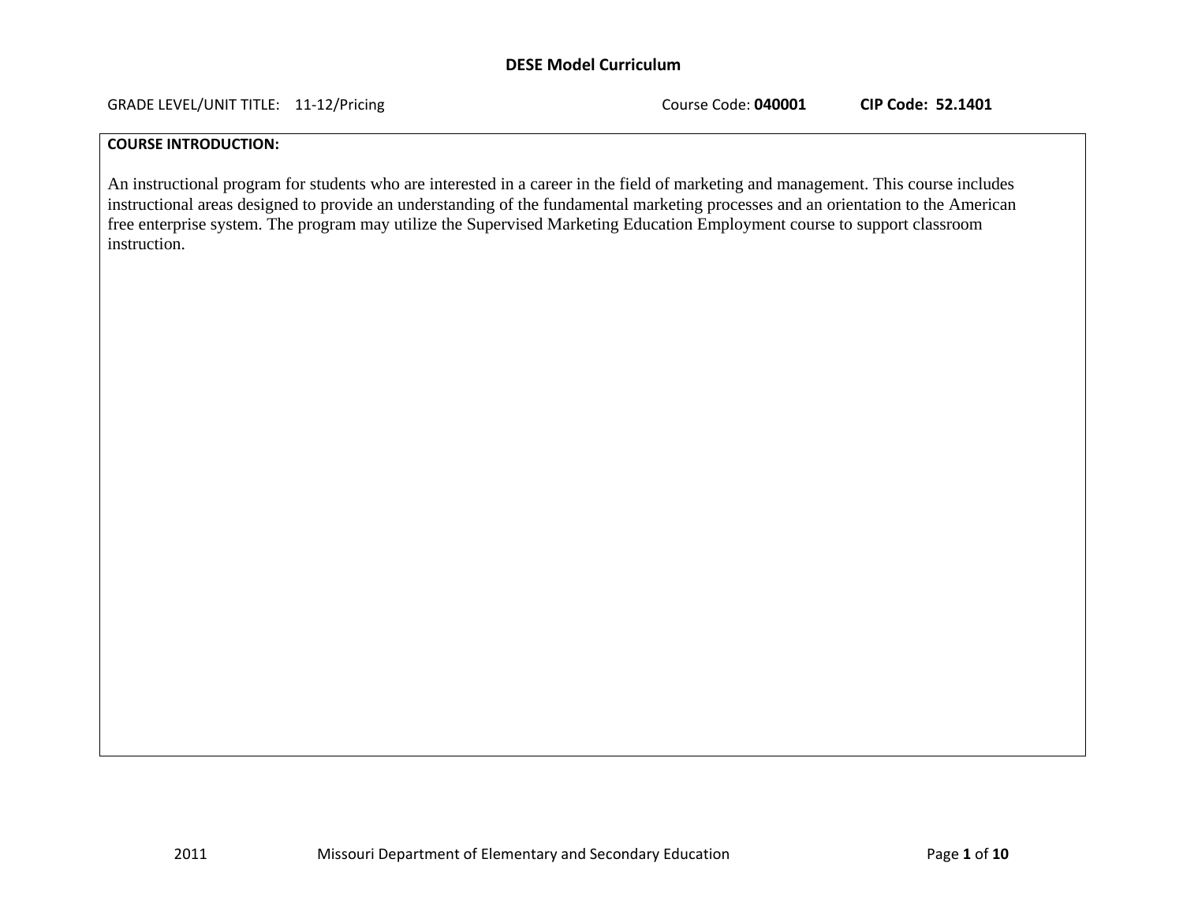# DESE Model Curriculum

GRADE LEVEL/UNIT TITLE: 11-12/Pricing    Course Code: **040001**    **CIP Code: 52.1401**

**COURSE INTRODUCTION:**

An instructional program for students who are interested in a career in the field of marketing and management. This course includes instructional areas designed to provide an understanding of the fundamental marketing processes and an orientation to the American free enterprise system. The program may utilize the Supervised Marketing Education Employment course to support classroom instruction.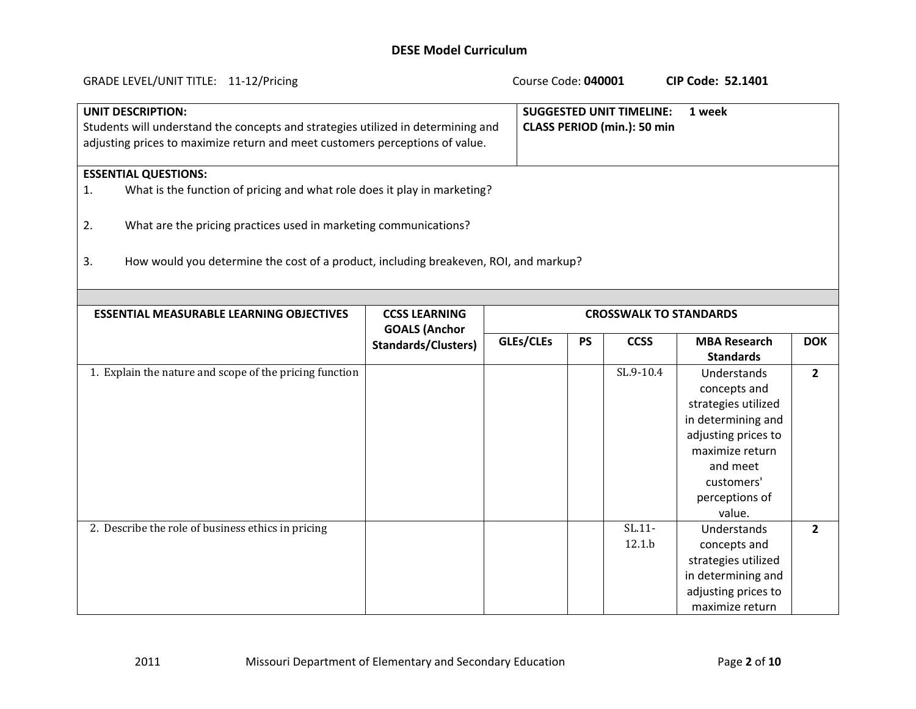# DESE Model Curriculum

GRADE LEVEL/UNIT TITLE: 11-12/Pricing  Course Code: **040001**  **CIP Code: 52.1401**

| **UNIT DESCRIPTION:** | **SUGGESTED UNIT TIMELINE: 1 week** |
|---|---|
| Students will understand the concepts and strategies utilized in determining and adjusting prices to maximize return and meet customers perceptions of value. | **CLASS PERIOD (min.): 50 min** |

**ESSENTIAL QUESTIONS:**

1. What is the function of pricing and what role does it play in marketing?
2. What are the pricing practices used in marketing communications?
3. How would you determine the cost of a product, including breakeven, ROI, and markup?

| ESSENTIAL MEASURABLE LEARNING OBJECTIVES | CCSS LEARNING GOALS (Anchor Standards/Clusters) | CROSSWALK TO STANDARDS | | | | |
|---|---|---|---|---|---|---|
| | | GLEs/CLEs | PS | CCSS | MBA Research Standards | DOK |
| 1. Explain the nature and scope of the pricing function | | | | SL.9-10.4 | Understands concepts and strategies utilized in determining and adjusting prices to maximize return and meet customers' perceptions of value. | 2 |
| 2. Describe the role of business ethics in pricing | | | | SL.11-12.1.b | Understands concepts and strategies utilized in determining and adjusting prices to maximize return | 2 |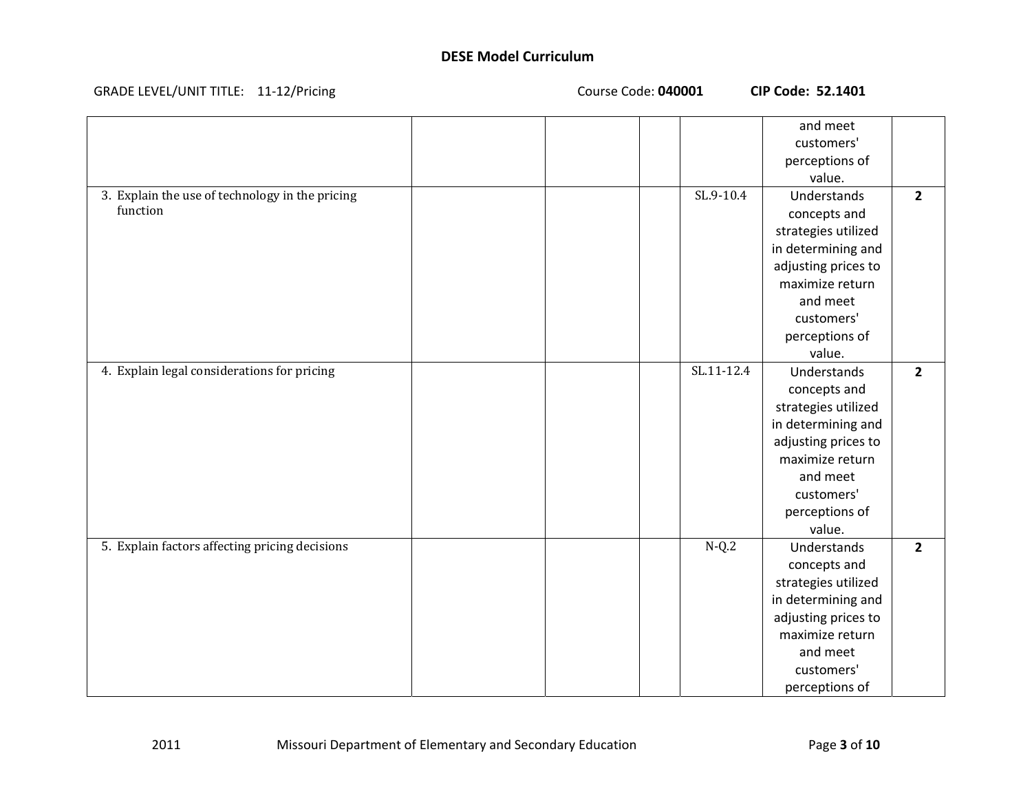**DESE Model Curriculum**

GRADE LEVEL/UNIT TITLE: 11-12/Pricing Course Code: **040001** **CIP Code: 52.1401**

| | | | | | | |
|---|---|---|---|---|---|---|
| | | | | | and meet customers' perceptions of value. | |
| 3. Explain the use of technology in the pricing function | | | | SL.9-10.4 | Understands concepts and strategies utilized in determining and adjusting prices to maximize return and meet customers' perceptions of value. | **2** |
| 4. Explain legal considerations for pricing | | | | SL.11-12.4 | Understands concepts and strategies utilized in determining and adjusting prices to maximize return and meet customers' perceptions of value. | **2** |
| 5. Explain factors affecting pricing decisions | | | | N-Q.2 | Understands concepts and strategies utilized in determining and adjusting prices to maximize return and meet customers' perceptions of | **2** |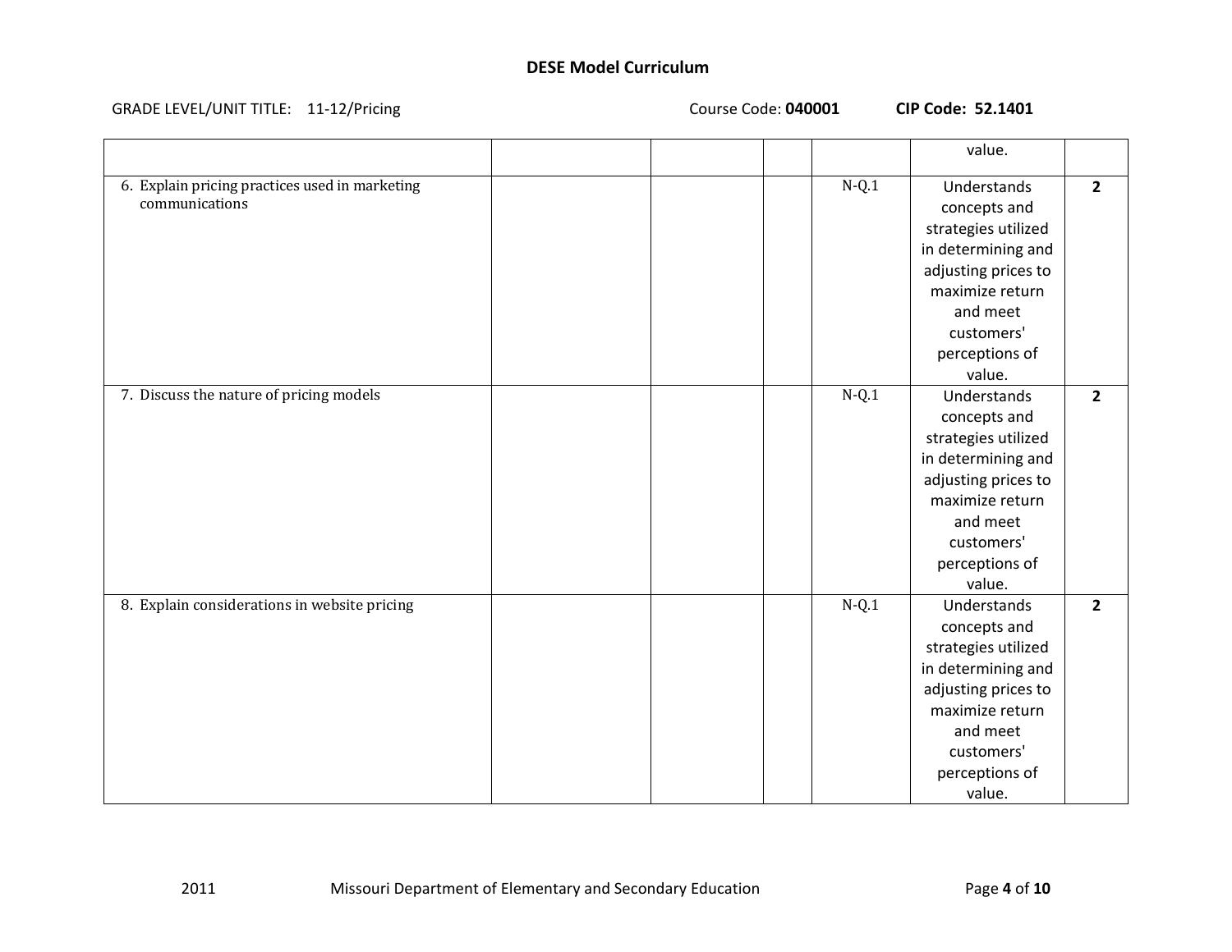## DESE Model Curriculum

GRADE LEVEL/UNIT TITLE: 11-12/Pricing    Course Code: **040001**    **CIP Code: 52.1401**

| | | | | | | |
|---|---|---|---|---|---|---|
| | | | | | value. | |
| 6. Explain pricing practices used in marketing communications | | | | N-Q.1 | Understands concepts and strategies utilized in determining and adjusting prices to maximize return and meet customers' perceptions of value. | **2** |
| 7. Discuss the nature of pricing models | | | | N-Q.1 | Understands concepts and strategies utilized in determining and adjusting prices to maximize return and meet customers' perceptions of value. | **2** |
| 8. Explain considerations in website pricing | | | | N-Q.1 | Understands concepts and strategies utilized in determining and adjusting prices to maximize return and meet customers' perceptions of value. | **2** |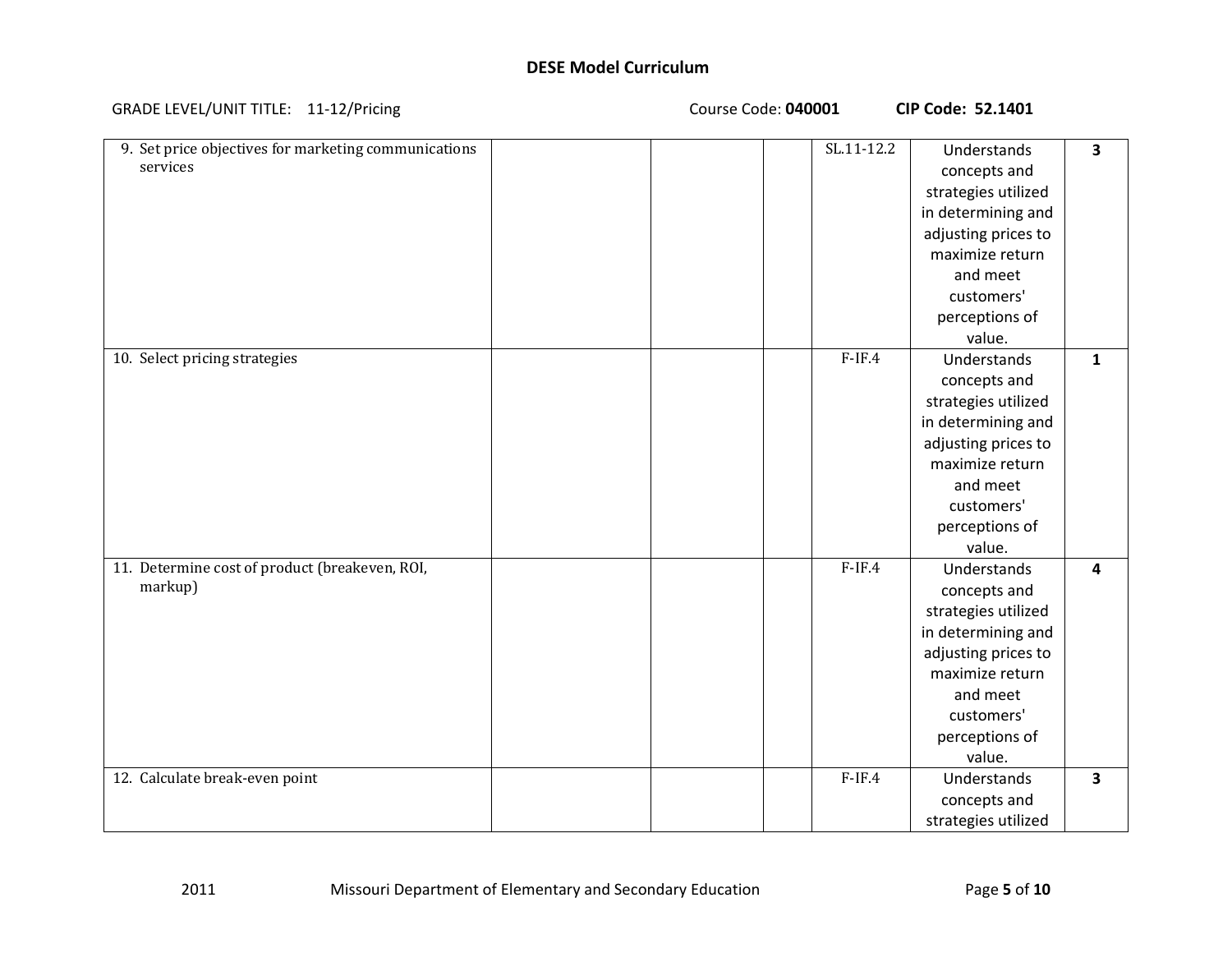# DESE Model Curriculum

GRADE LEVEL/UNIT TITLE: 11-12/Pricing Course Code: **040001** **CIP Code: 52.1401**

| | | | | | | |
|---|---|---|---|---|---|---|
| 9. Set price objectives for marketing communications services | | | | SL.11-12.2 | Understands concepts and strategies utilized in determining and adjusting prices to maximize return and meet customers' perceptions of value. | **3** |
| 10. Select pricing strategies | | | | F-IF.4 | Understands concepts and strategies utilized in determining and adjusting prices to maximize return and meet customers' perceptions of value. | **1** |
| 11. Determine cost of product (breakeven, ROI, markup) | | | | F-IF.4 | Understands concepts and strategies utilized in determining and adjusting prices to maximize return and meet customers' perceptions of value. | **4** |
| 12. Calculate break-even point | | | | F-IF.4 | Understands concepts and strategies utilized | **3** |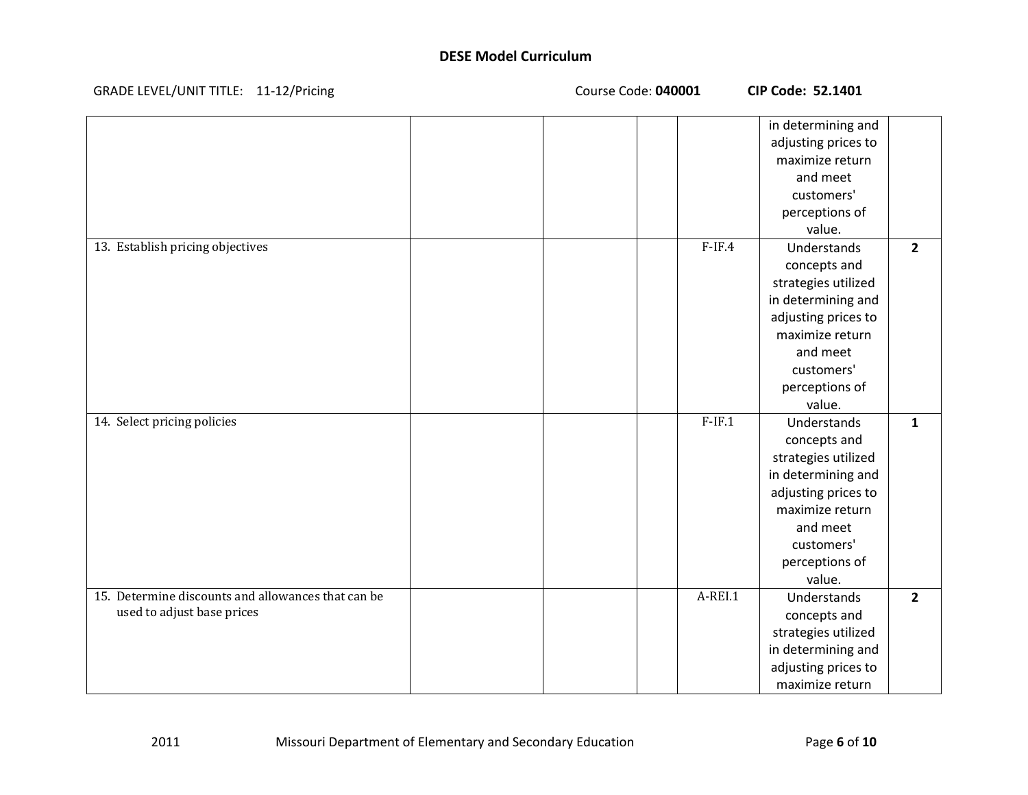# DESE Model Curriculum

GRADE LEVEL/UNIT TITLE: 11-12/Pricing Course Code: **040001** **CIP Code: 52.1401**

| | | | | | | |
|---|---|---|---|---|---|---|
| | | | | | in determining and adjusting prices to maximize return and meet customers' perceptions of value. | |
| 13. Establish pricing objectives | | | | F-IF.4 | Understands concepts and strategies utilized in determining and adjusting prices to maximize return and meet customers' perceptions of value. | **2** |
| 14. Select pricing policies | | | | F-IF.1 | Understands concepts and strategies utilized in determining and adjusting prices to maximize return and meet customers' perceptions of value. | **1** |
| 15. Determine discounts and allowances that can be used to adjust base prices | | | | A-REI.1 | Understands concepts and strategies utilized in determining and adjusting prices to maximize return | **2** |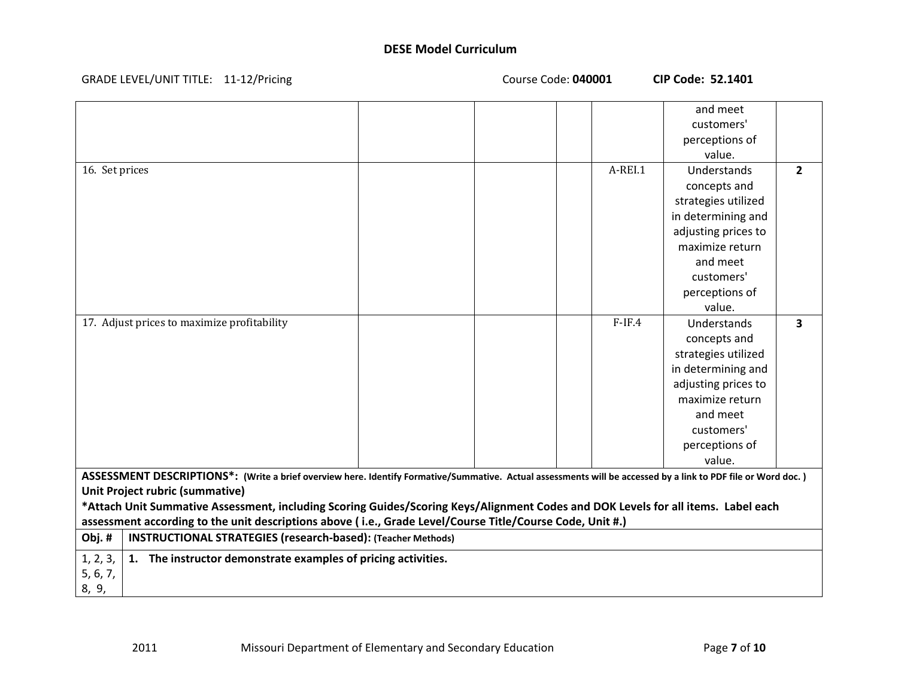# DESE Model Curriculum

GRADE LEVEL/UNIT TITLE: 11-12/Pricing Course Code: **040001** **CIP Code: 52.1401**

| | | | | | | |
|---|---|---|---|---|---|---|
| | | | | | and meet customers' perceptions of value. | |
| 16. Set prices | | | | A-REI.1 | Understands concepts and strategies utilized in determining and adjusting prices to maximize return and meet customers' perceptions of value. | **2** |
| 17. Adjust prices to maximize profitability | | | | F-IF.4 | Understands concepts and strategies utilized in determining and adjusting prices to maximize return and meet customers' perceptions of value. | **3** |

**ASSESSMENT DESCRIPTIONS*: (Write a brief overview here. Identify Formative/Summative. Actual assessments will be accessed by a link to PDF file or Word doc. )**
**Unit Project rubric (summative)**
***Attach Unit Summative Assessment, including Scoring Guides/Scoring Keys/Alignment Codes and DOK Levels for all items. Label each assessment according to the unit descriptions above ( i.e., Grade Level/Course Title/Course Code, Unit #.)**

| Obj. # | INSTRUCTIONAL STRATEGIES (research-based): (Teacher Methods) |
|---|---|
| 1, 2, 3, 5, 6, 7, 8, 9, | **1. The instructor demonstrate examples of pricing activities.** |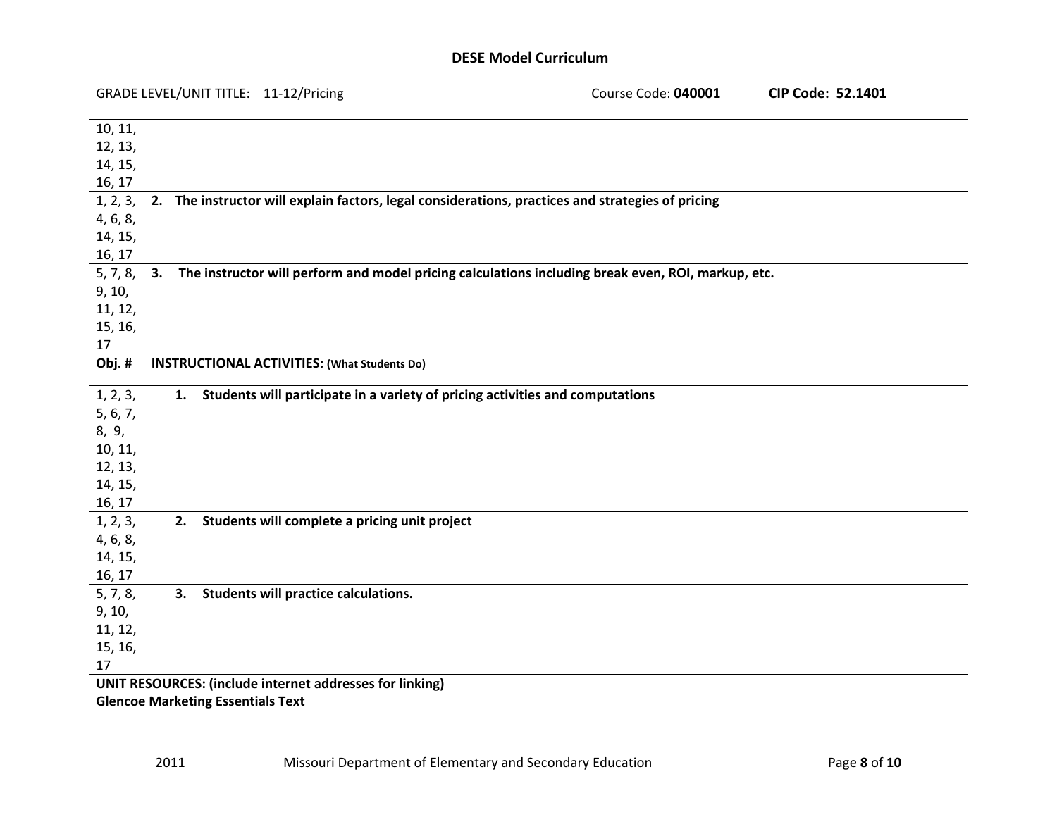| | |
|---|---|
| 10, 11, 12, 13, 14, 15, 16, 17 | |
| 1, 2, 3, 4, 6, 8, 14, 15, 16, 17 | **2. The instructor will explain factors, legal considerations, practices and strategies of pricing** |
| 5, 7, 8, 9, 10, 11, 12, 15, 16, 17 | **3. The instructor will perform and model pricing calculations including break even, ROI, markup, etc.** |
| **Obj. #** | **INSTRUCTIONAL ACTIVITIES: (What Students Do)** |
| 1, 2, 3, 5, 6, 7, 8, 9, 10, 11, 12, 13, 14, 15, 16, 17 | **1. Students will participate in a variety of pricing activities and computations** |
| 1, 2, 3, 4, 6, 8, 14, 15, 16, 17 | **2. Students will complete a pricing unit project** |
| 5, 7, 8, 9, 10, 11, 12, 15, 16, 17 | **3. Students will practice calculations.** |
| **UNIT RESOURCES: (include internet addresses for linking)**<br>**Glencoe Marketing Essentials Text** | |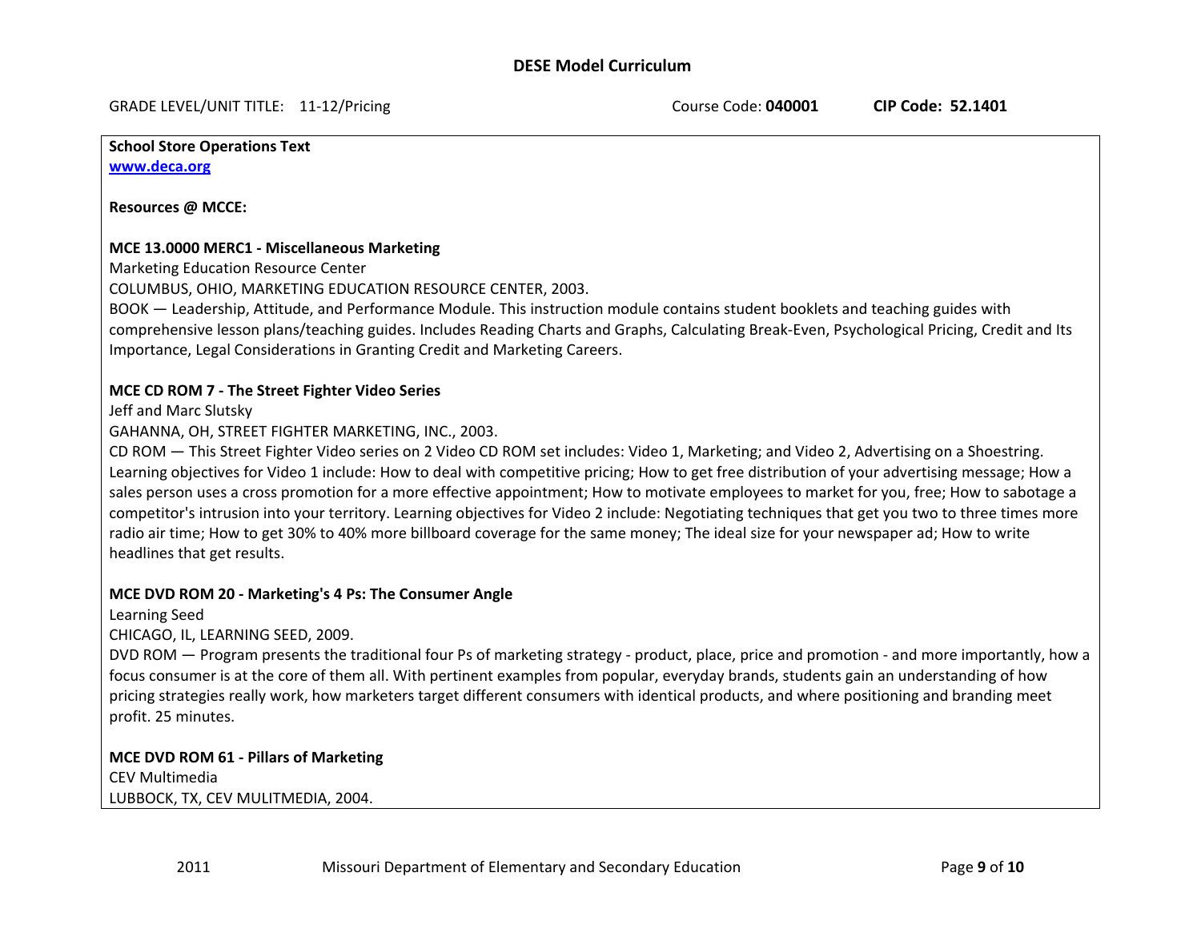**School Store Operations Text**
[www.deca.org](http://www.deca.org)

**Resources @ MCCE:**

**MCE 13.0000 MERC1 - Miscellaneous Marketing**
Marketing Education Resource Center
COLUMBUS, OHIO, MARKETING EDUCATION RESOURCE CENTER, 2003.
BOOK — Leadership, Attitude, and Performance Module. This instruction module contains student booklets and teaching guides with comprehensive lesson plans/teaching guides. Includes Reading Charts and Graphs, Calculating Break-Even, Psychological Pricing, Credit and Its Importance, Legal Considerations in Granting Credit and Marketing Careers.

**MCE CD ROM 7 - The Street Fighter Video Series**
Jeff and Marc Slutsky
GAHANNA, OH, STREET FIGHTER MARKETING, INC., 2003.
CD ROM — This Street Fighter Video series on 2 Video CD ROM set includes: Video 1, Marketing; and Video 2, Advertising on a Shoestring. Learning objectives for Video 1 include: How to deal with competitive pricing; How to get free distribution of your advertising message; How a sales person uses a cross promotion for a more effective appointment; How to motivate employees to market for you, free; How to sabotage a competitor's intrusion into your territory. Learning objectives for Video 2 include: Negotiating techniques that get you two to three times more radio air time; How to get 30% to 40% more billboard coverage for the same money; The ideal size for your newspaper ad; How to write headlines that get results.

**MCE DVD ROM 20 - Marketing's 4 Ps: The Consumer Angle**
Learning Seed
CHICAGO, IL, LEARNING SEED, 2009.
DVD ROM — Program presents the traditional four Ps of marketing strategy - product, place, price and promotion - and more importantly, how a focus consumer is at the core of them all. With pertinent examples from popular, everyday brands, students gain an understanding of how pricing strategies really work, how marketers target different consumers with identical products, and where positioning and branding meet profit. 25 minutes.

**MCE DVD ROM 61 - Pillars of Marketing**
CEV Multimedia
LUBBOCK, TX, CEV MULITMEDIA, 2004.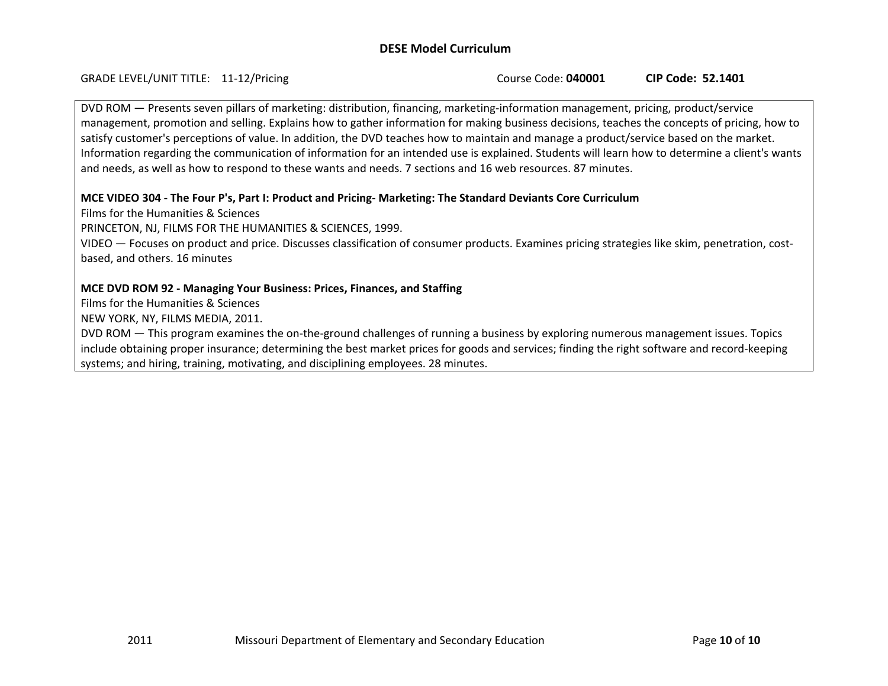GRADE LEVEL/UNIT TITLE: 11-12/Pricing Course Code: **040001** **CIP Code: 52.1401**

DVD ROM — Presents seven pillars of marketing: distribution, financing, marketing-information management, pricing, product/service management, promotion and selling. Explains how to gather information for making business decisions, teaches the concepts of pricing, how to satisfy customer's perceptions of value. In addition, the DVD teaches how to maintain and manage a product/service based on the market. Information regarding the communication of information for an intended use is explained. Students will learn how to determine a client's wants and needs, as well as how to respond to these wants and needs. 7 sections and 16 web resources. 87 minutes.

**MCE VIDEO 304 - The Four P's, Part I: Product and Pricing- Marketing: The Standard Deviants Core Curriculum**
Films for the Humanities & Sciences
PRINCETON, NJ, FILMS FOR THE HUMANITIES & SCIENCES, 1999.
VIDEO — Focuses on product and price. Discusses classification of consumer products. Examines pricing strategies like skim, penetration, cost-based, and others. 16 minutes

**MCE DVD ROM 92 - Managing Your Business: Prices, Finances, and Staffing**
Films for the Humanities & Sciences
NEW YORK, NY, FILMS MEDIA, 2011.
DVD ROM — This program examines the on-the-ground challenges of running a business by exploring numerous management issues. Topics include obtaining proper insurance; determining the best market prices for goods and services; finding the right software and record-keeping systems; and hiring, training, motivating, and disciplining employees. 28 minutes.